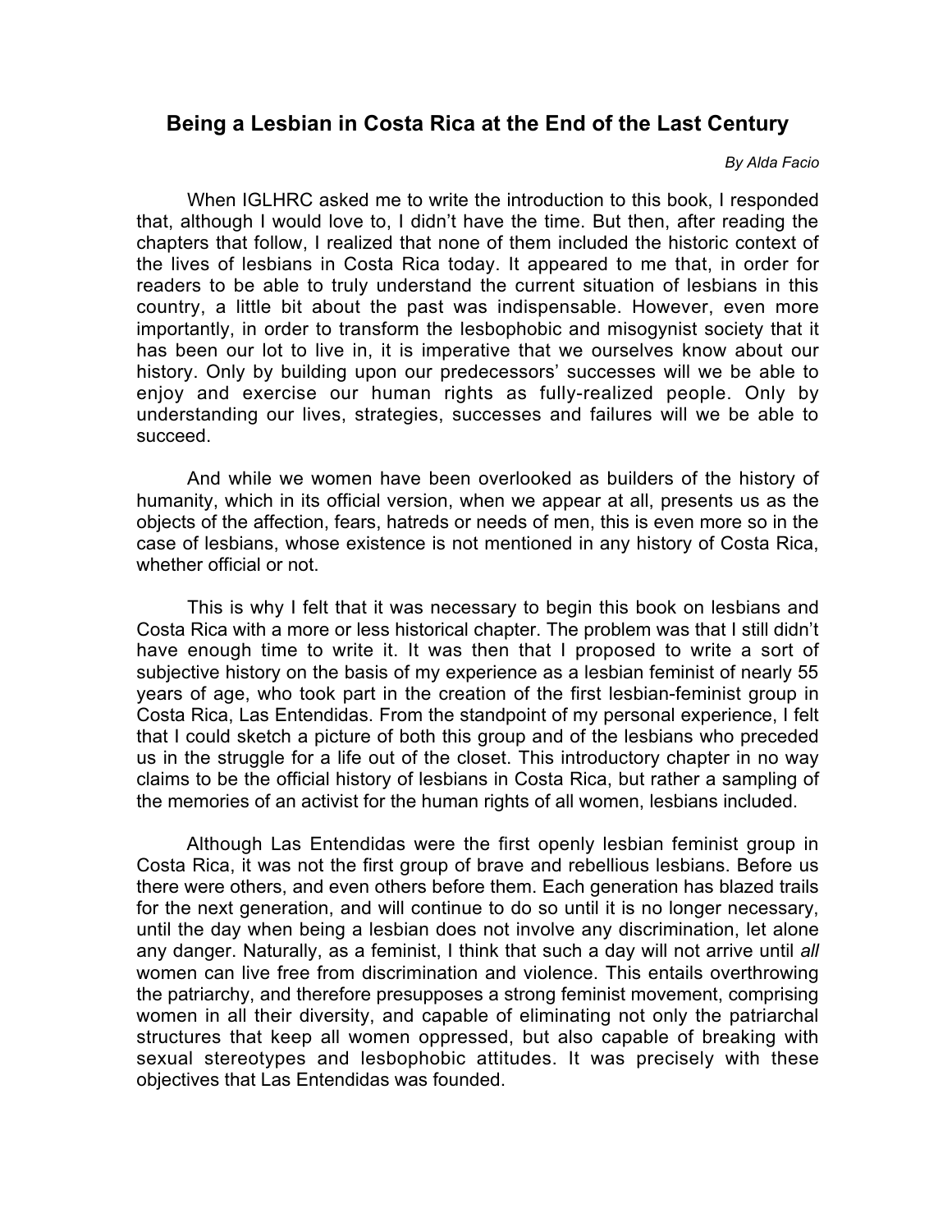# Being a Lesbian in Costa Rica at the End of the Last Century

*By Alda Facio*

When IGLHRC asked me to write the introduction to this book, I responded that, although I would love to, I didn't have the time. But then, after reading the chapters that follow, I realized that none of them included the historic context of the lives of lesbians in Costa Rica today. It appeared to me that, in order for readers to be able to truly understand the current situation of lesbians in this country, a little bit about the past was indispensable. However, even more importantly, in order to transform the lesbophobic and misogynist society that it has been our lot to live in, it is imperative that we ourselves know about our history. Only by building upon our predecessors' successes will we be able to enjoy and exercise our human rights as fully-realized people. Only by understanding our lives, strategies, successes and failures will we be able to succeed.

And while we women have been overlooked as builders of the history of humanity, which in its official version, when we appear at all, presents us as the objects of the affection, fears, hatreds or needs of men, this is even more so in the case of lesbians, whose existence is not mentioned in any history of Costa Rica, whether official or not.

This is why I felt that it was necessary to begin this book on lesbians and Costa Rica with a more or less historical chapter. The problem was that I still didn't have enough time to write it. It was then that I proposed to write a sort of subjective history on the basis of my experience as a lesbian feminist of nearly 55 years of age, who took part in the creation of the first lesbian-feminist group in Costa Rica, Las Entendidas. From the standpoint of my personal experience, I felt that I could sketch a picture of both this group and of the lesbians who preceded us in the struggle for a life out of the closet. This introductory chapter in no way claims to be the official history of lesbians in Costa Rica, but rather a sampling of the memories of an activist for the human rights of all women, lesbians included.

Although Las Entendidas were the first openly lesbian feminist group in Costa Rica, it was not the first group of brave and rebellious lesbians. Before us there were others, and even others before them. Each generation has blazed trails for the next generation, and will continue to do so until it is no longer necessary, until the day when being a lesbian does not involve any discrimination, let alone any danger. Naturally, as a feminist, I think that such a day will not arrive until *all* women can live free from discrimination and violence. This entails overthrowing the patriarchy, and therefore presupposes a strong feminist movement, comprising women in all their diversity, and capable of eliminating not only the patriarchal structures that keep all women oppressed, but also capable of breaking with sexual stereotypes and lesbophobic attitudes. It was precisely with these objectives that Las Entendidas was founded.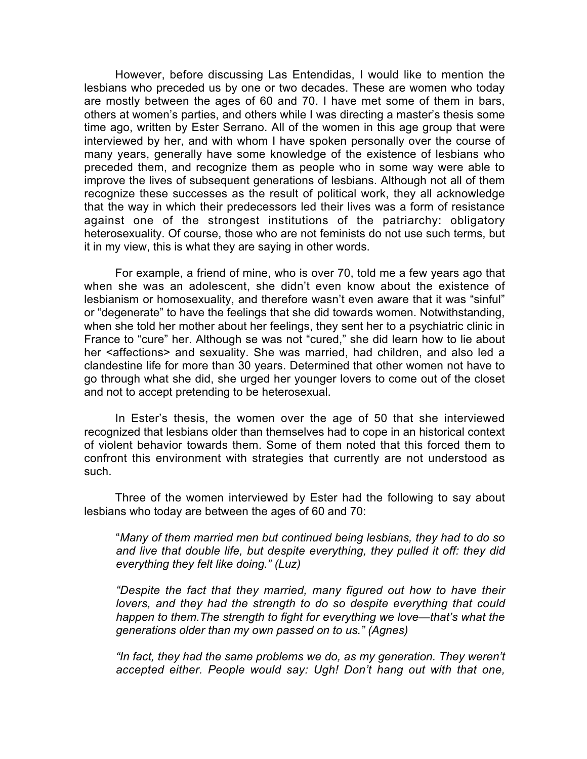However, before discussing Las Entendidas, I would like to mention the lesbians who preceded us by one or two decades. These are women who today are mostly between the ages of 60 and 70. I have met some of them in bars, others at women's parties, and others while I was directing a master's thesis some time ago, written by Ester Serrano. All of the women in this age group that were interviewed by her, and with whom I have spoken personally over the course of many years, generally have some knowledge of the existence of lesbians who preceded them, and recognize them as people who in some way were able to improve the lives of subsequent generations of lesbians. Although not all of them recognize these successes as the result of political work, they all acknowledge that the way in which their predecessors led their lives was a form of resistance against one of the strongest institutions of the patriarchy: obligatory heterosexuality. Of course, those who are not feminists do not use such terms, but it in my view, this is what they are saying in other words.

For example, a friend of mine, who is over 70, told me a few years ago that when she was an adolescent, she didn't even know about the existence of lesbianism or homosexuality, and therefore wasn't even aware that it was "sinful" or "degenerate" to have the feelings that she did towards women. Notwithstanding, when she told her mother about her feelings, they sent her to a psychiatric clinic in France to "cure" her. Although se was not "cured," she did learn how to lie about her <affections> and sexuality. She was married, had children, and also led a clandestine life for more than 30 years. Determined that other women not have to go through what she did, she urged her younger lovers to come out of the closet and not to accept pretending to be heterosexual.

In Ester's thesis, the women over the age of 50 that she interviewed recognized that lesbians older than themselves had to cope in an historical context of violent behavior towards them. Some of them noted that this forced them to confront this environment with strategies that currently are not understood as such.

Three of the women interviewed by Ester had the following to say about lesbians who today are between the ages of 60 and 70:

> "*Many of them married men but continued being lesbians, they had to do so and live that double life, but despite everything, they pulled it off: they did everything they felt like doing." (Luz)*
>
> *"Despite the fact that they married, many figured out how to have their lovers, and they had the strength to do so despite everything that could happen to them.The strength to fight for everything we love—that's what the generations older than my own passed on to us." (Agnes)*
>
> *"In fact, they had the same problems we do, as my generation. They weren't accepted either. People would say: Ugh! Don't hang out with that one,*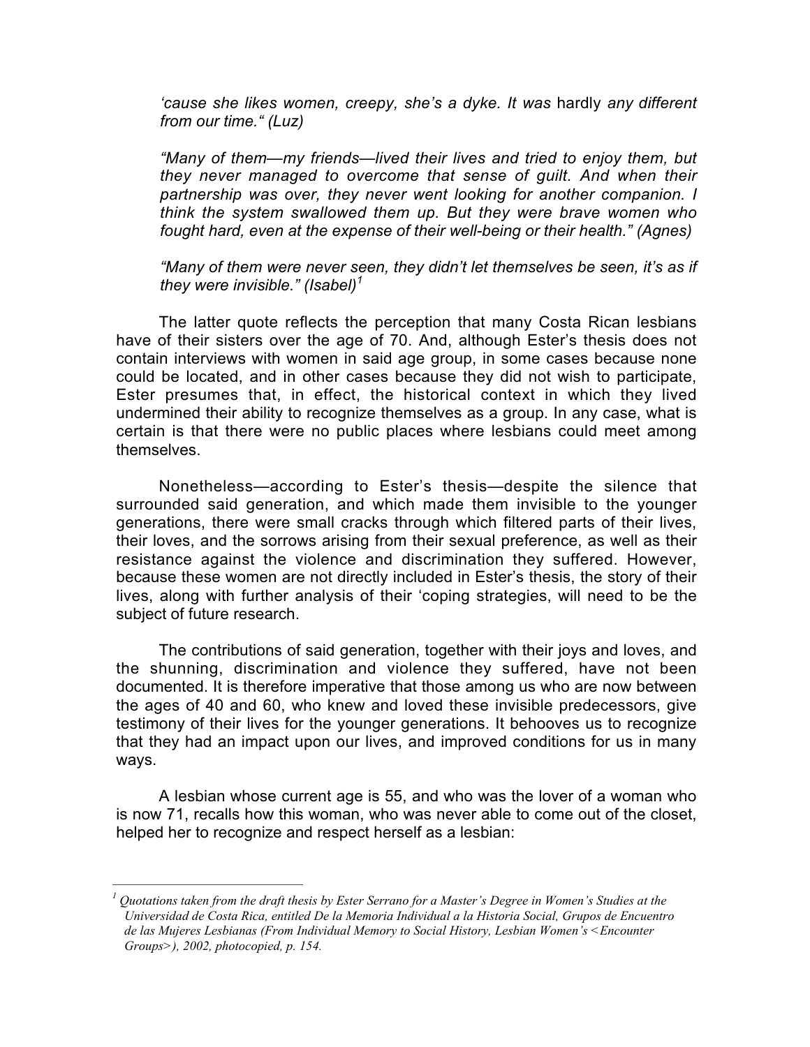*'cause she likes women, creepy, she's a dyke. It was* hardly *any different from our time." (Luz)*

*"Many of them—my friends—lived their lives and tried to enjoy them, but they never managed to overcome that sense of guilt. And when their partnership was over, they never went looking for another companion. I think the system swallowed them up. But they were brave women who fought hard, even at the expense of their well-being or their health." (Agnes)*

*"Many of them were never seen, they didn't let themselves be seen, it's as if they were invisible." (Isabel)*[1]

The latter quote reflects the perception that many Costa Rican lesbians have of their sisters over the age of 70. And, although Ester's thesis does not contain interviews with women in said age group, in some cases because none could be located, and in other cases because they did not wish to participate, Ester presumes that, in effect, the historical context in which they lived undermined their ability to recognize themselves as a group. In any case, what is certain is that there were no public places where lesbians could meet among themselves.

Nonetheless—according to Ester's thesis—despite the silence that surrounded said generation, and which made them invisible to the younger generations, there were small cracks through which filtered parts of their lives, their loves, and the sorrows arising from their sexual preference, as well as their resistance against the violence and discrimination they suffered. However, because these women are not directly included in Ester's thesis, the story of their lives, along with further analysis of their 'coping strategies, will need to be the subject of future research.

The contributions of said generation, together with their joys and loves, and the shunning, discrimination and violence they suffered, have not been documented. It is therefore imperative that those among us who are now between the ages of 40 and 60, who knew and loved these invisible predecessors, give testimony of their lives for the younger generations. It behooves us to recognize that they had an impact upon our lives, and improved conditions for us in many ways.

A lesbian whose current age is 55, and who was the lover of a woman who is now 71, recalls how this woman, who was never able to come out of the closet, helped her to recognize and respect herself as a lesbian:

---

[1] *Quotations taken from the draft thesis by Ester Serrano for a Master's Degree in Women's Studies at the Universidad de Costa Rica, entitled De la Memoria Individual a la Historia Social, Grupos de Encuentro de las Mujeres Lesbianas (From Individual Memory to Social History, Lesbian Women's <Encounter Groups>), 2002, photocopied, p. 154.*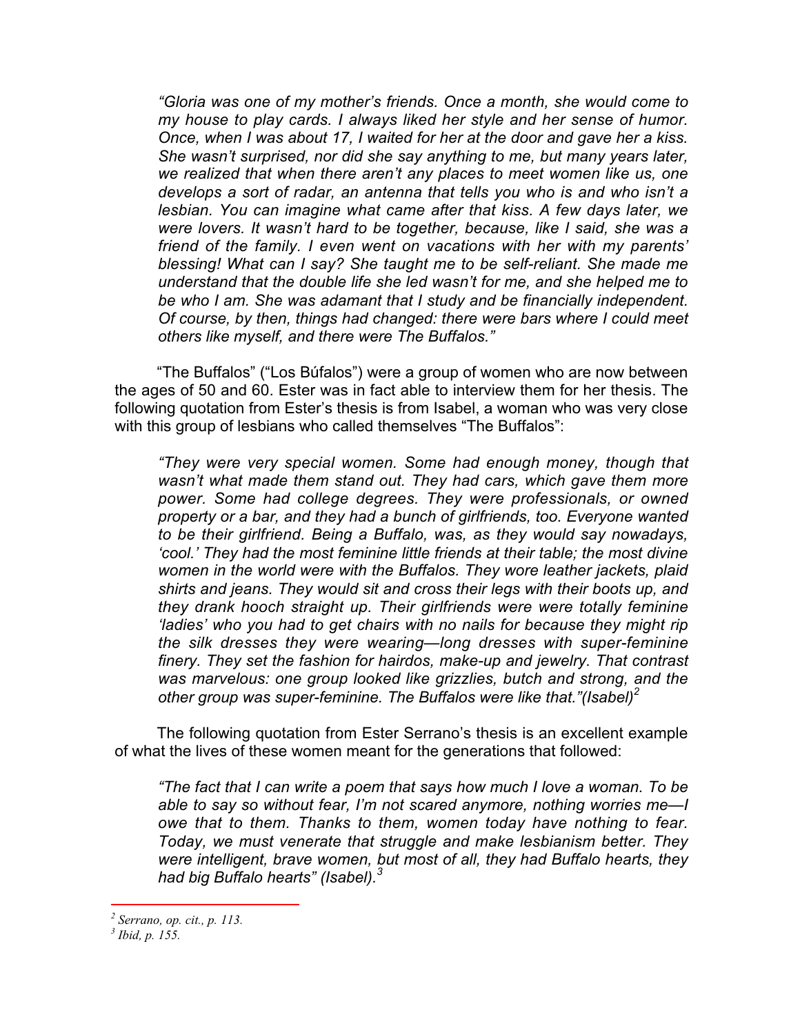*"Gloria was one of my mother's friends. Once a month, she would come to my house to play cards. I always liked her style and her sense of humor. Once, when I was about 17, I waited for her at the door and gave her a kiss. She wasn't surprised, nor did she say anything to me, but many years later, we realized that when there aren't any places to meet women like us, one develops a sort of radar, an antenna that tells you who is and who isn't a lesbian. You can imagine what came after that kiss. A few days later, we were lovers. It wasn't hard to be together, because, like I said, she was a friend of the family. I even went on vacations with her with my parents' blessing! What can I say? She taught me to be self-reliant. She made me understand that the double life she led wasn't for me, and she helped me to be who I am. She was adamant that I study and be financially independent. Of course, by then, things had changed: there were bars where I could meet others like myself, and there were The Buffalos."*

"The Buffalos" ("Los Búfalos") were a group of women who are now between the ages of 50 and 60. Ester was in fact able to interview them for her thesis. The following quotation from Ester's thesis is from Isabel, a woman who was very close with this group of lesbians who called themselves "The Buffalos":

*"They were very special women. Some had enough money, though that wasn't what made them stand out. They had cars, which gave them more power. Some had college degrees. They were professionals, or owned property or a bar, and they had a bunch of girlfriends, too. Everyone wanted to be their girlfriend. Being a Buffalo, was, as they would say nowadays, 'cool.' They had the most feminine little friends at their table; the most divine women in the world were with the Buffalos. They wore leather jackets, plaid shirts and jeans. They would sit and cross their legs with their boots up, and they drank hooch straight up. Their girlfriends were were totally feminine 'ladies' who you had to get chairs with no nails for because they might rip the silk dresses they were wearing—long dresses with super-feminine finery. They set the fashion for hairdos, make-up and jewelry. That contrast was marvelous: one group looked like grizzlies, butch and strong, and the other group was super-feminine. The Buffalos were like that."(Isabel)*[2]

The following quotation from Ester Serrano's thesis is an excellent example of what the lives of these women meant for the generations that followed:

*"The fact that I can write a poem that says how much I love a woman. To be able to say so without fear, I'm not scared anymore, nothing worries me—I owe that to them. Thanks to them, women today have nothing to fear. Today, we must venerate that struggle and make lesbianism better. They were intelligent, brave women, but most of all, they had Buffalo hearts, they had big Buffalo hearts" (Isabel).*[3]

---

[2] *Serrano, op. cit., p. 113.*

[3] *Ibid, p. 155.*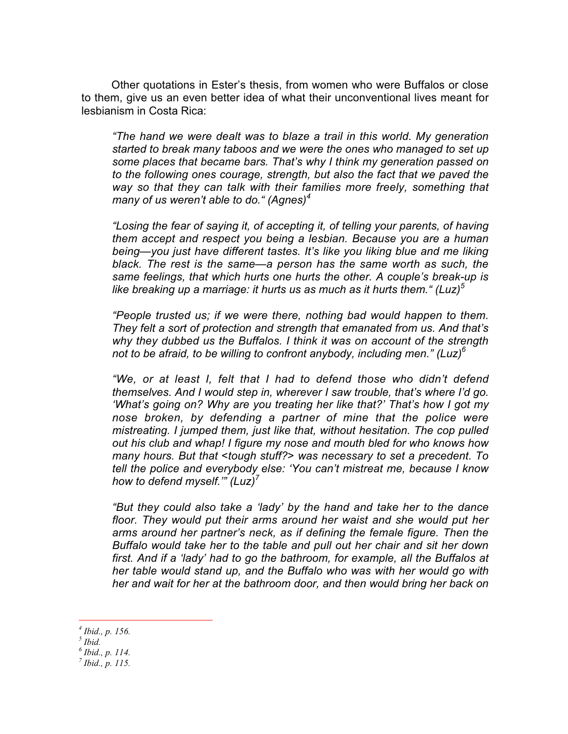Other quotations in Ester's thesis, from women who were Buffalos or close to them, give us an even better idea of what their unconventional lives meant for lesbianism in Costa Rica:

> *"The hand we were dealt was to blaze a trail in this world. My generation started to break many taboos and we were the ones who managed to set up some places that became bars. That's why I think my generation passed on to the following ones courage, strength, but also the fact that we paved the way so that they can talk with their families more freely, something that many of us weren't able to do." (Agnes)*[4]

> *"Losing the fear of saying it, of accepting it, of telling your parents, of having them accept and respect you being a lesbian. Because you are a human being—you just have different tastes. It's like you liking blue and me liking black. The rest is the same—a person has the same worth as such, the same feelings, that which hurts one hurts the other. A couple's break-up is like breaking up a marriage: it hurts us as much as it hurts them." (Luz)*[5]

> *"People trusted us; if we were there, nothing bad would happen to them. They felt a sort of protection and strength that emanated from us. And that's why they dubbed us the Buffalos. I think it was on account of the strength not to be afraid, to be willing to confront anybody, including men." (Luz)*[6]

> *"We, or at least I, felt that I had to defend those who didn't defend themselves. And I would step in, wherever I saw trouble, that's where I'd go. 'What's going on? Why are you treating her like that?' That's how I got my nose broken, by defending a partner of mine that the police were mistreating. I jumped them, just like that, without hesitation. The cop pulled out his club and whap! I figure my nose and mouth bled for who knows how many hours. But that <tough stuff?> was necessary to set a precedent. To tell the police and everybody else: 'You can't mistreat me, because I know how to defend myself.'" (Luz)*[7]

> *"But they could also take a 'lady' by the hand and take her to the dance floor. They would put their arms around her waist and she would put her arms around her partner's neck, as if defining the female figure. Then the Buffalo would take her to the table and pull out her chair and sit her down first. And if a 'lady' had to go the bathroom, for example, all the Buffalos at her table would stand up, and the Buffalo who was with her would go with her and wait for her at the bathroom door, and then would bring her back on*

---

[4] *Ibid., p. 156.*
[5] *Ibid.*
[6] *Ibid., p. 114.*
[7] *Ibid., p. 115.*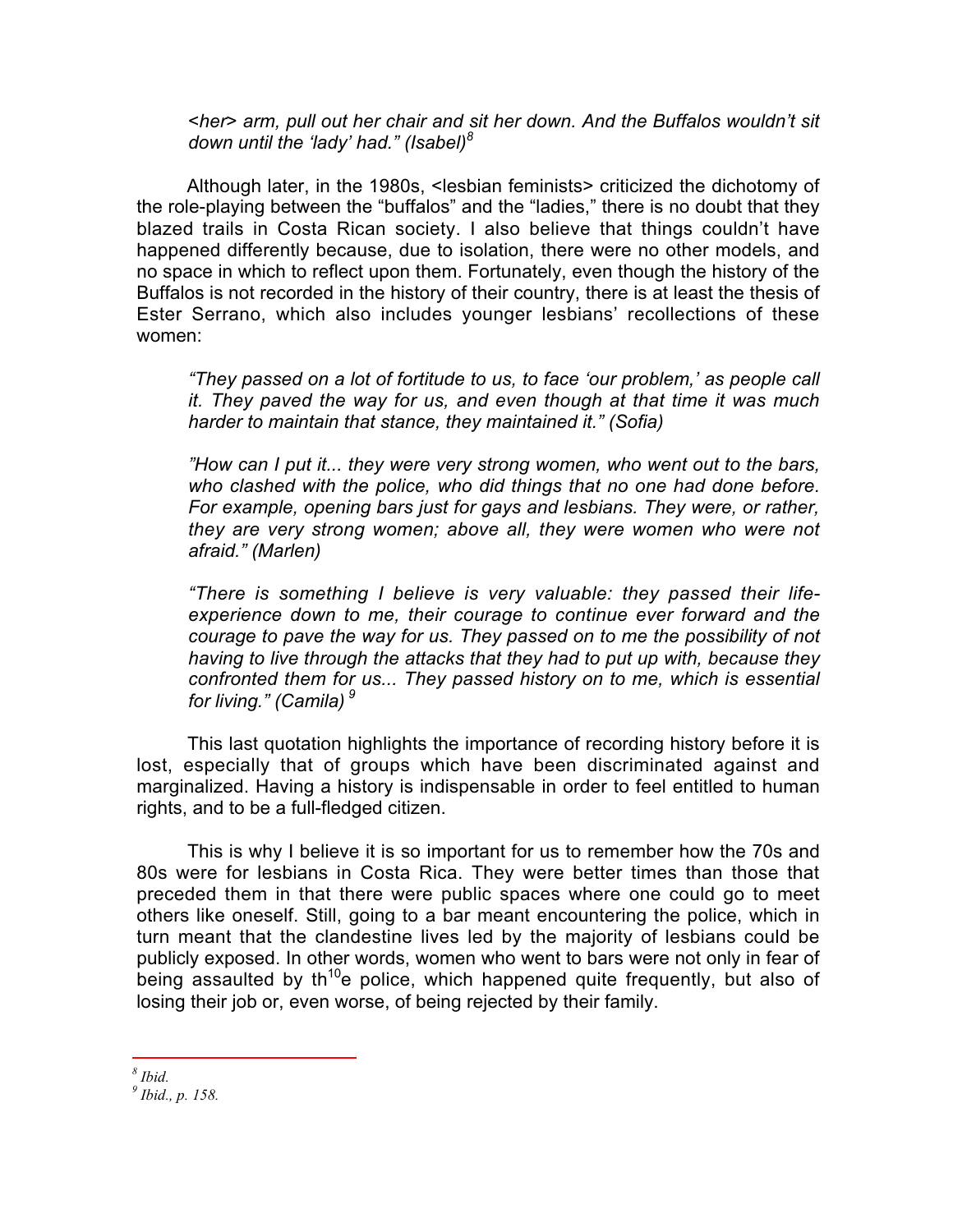*<her> arm, pull out her chair and sit her down. And the Buffalos wouldn't sit down until the 'lady' had." (Isabel)*[8]

Although later, in the 1980s, <lesbian feminists> criticized the dichotomy of the role-playing between the "buffalos" and the "ladies," there is no doubt that they blazed trails in Costa Rican society. I also believe that things couldn't have happened differently because, due to isolation, there were no other models, and no space in which to reflect upon them. Fortunately, even though the history of the Buffalos is not recorded in the history of their country, there is at least the thesis of Ester Serrano, which also includes younger lesbians' recollections of these women:

> *"They passed on a lot of fortitude to us, to face 'our problem,' as people call it. They paved the way for us, and even though at that time it was much harder to maintain that stance, they maintained it." (Sofia)*
>
> *"How can I put it... they were very strong women, who went out to the bars, who clashed with the police, who did things that no one had done before. For example, opening bars just for gays and lesbians. They were, or rather, they are very strong women; above all, they were women who were not afraid." (Marlen)*
>
> *"There is something I believe is very valuable: they passed their life-experience down to me, their courage to continue ever forward and the courage to pave the way for us. They passed on to me the possibility of not having to live through the attacks that they had to put up with, because they confronted them for us... They passed history on to me, which is essential for living." (Camila)*[9]

This last quotation highlights the importance of recording history before it is lost, especially that of groups which have been discriminated against and marginalized. Having a history is indispensable in order to feel entitled to human rights, and to be a full-fledged citizen.

This is why I believe it is so important for us to remember how the 70s and 80s were for lesbians in Costa Rica. They were better times than those that preceded them in that there were public spaces where one could go to meet others like oneself. Still, going to a bar meant encountering the police, which in turn meant that the clandestine lives led by the majority of lesbians could be publicly exposed. In other words, women who went to bars were not only in fear of being assaulted by the[10] police, which happened quite frequently, but also of losing their job or, even worse, of being rejected by their family.

---

[8] *Ibid.*

[9] *Ibid., p. 158.*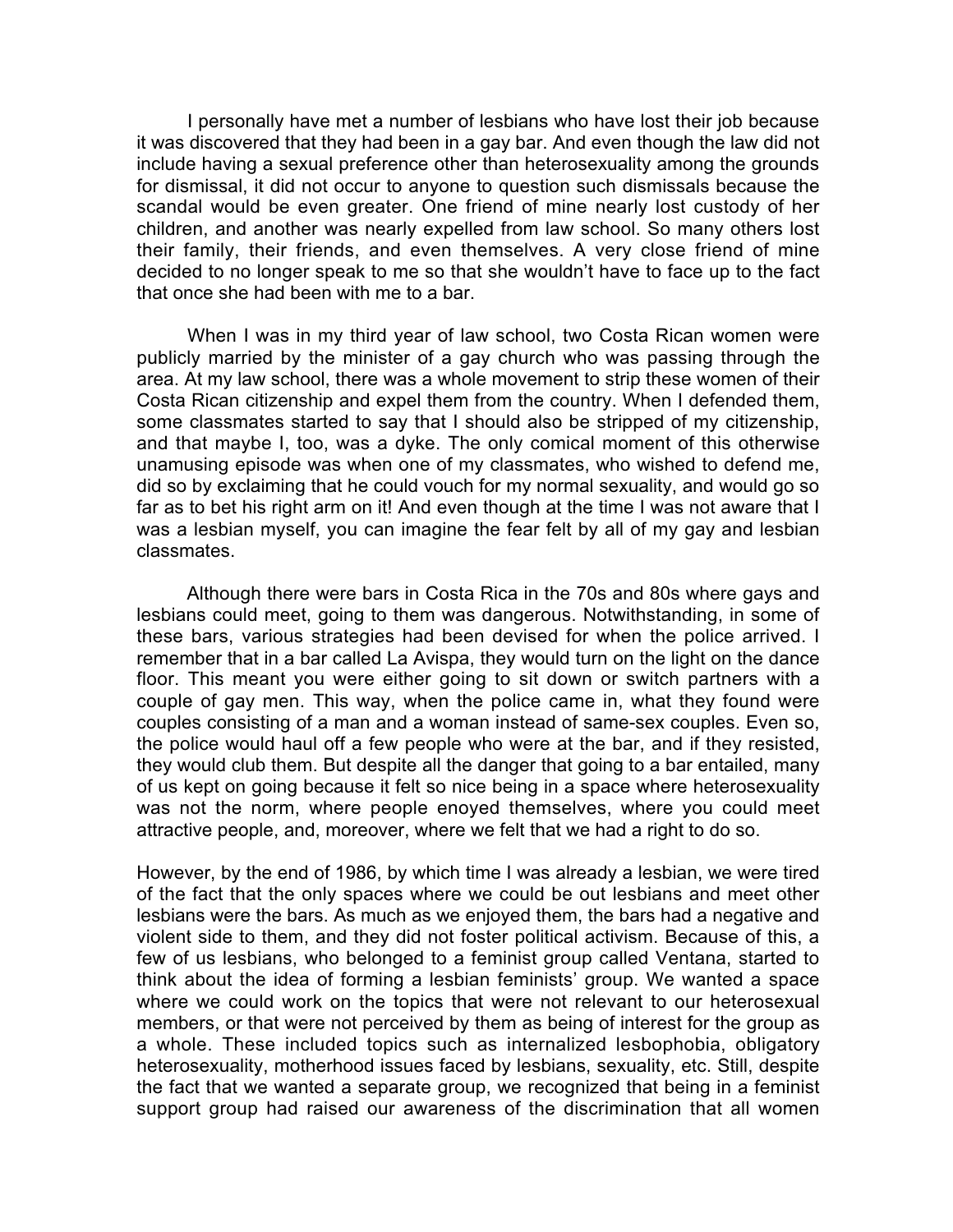I personally have met a number of lesbians who have lost their job because it was discovered that they had been in a gay bar. And even though the law did not include having a sexual preference other than heterosexuality among the grounds for dismissal, it did not occur to anyone to question such dismissals because the scandal would be even greater. One friend of mine nearly lost custody of her children, and another was nearly expelled from law school. So many others lost their family, their friends, and even themselves. A very close friend of mine decided to no longer speak to me so that she wouldn't have to face up to the fact that once she had been with me to a bar.

When I was in my third year of law school, two Costa Rican women were publicly married by the minister of a gay church who was passing through the area. At my law school, there was a whole movement to strip these women of their Costa Rican citizenship and expel them from the country. When I defended them, some classmates started to say that I should also be stripped of my citizenship, and that maybe I, too, was a dyke. The only comical moment of this otherwise unamusing episode was when one of my classmates, who wished to defend me, did so by exclaiming that he could vouch for my normal sexuality, and would go so far as to bet his right arm on it! And even though at the time I was not aware that I was a lesbian myself, you can imagine the fear felt by all of my gay and lesbian classmates.

Although there were bars in Costa Rica in the 70s and 80s where gays and lesbians could meet, going to them was dangerous. Notwithstanding, in some of these bars, various strategies had been devised for when the police arrived. I remember that in a bar called La Avispa, they would turn on the light on the dance floor. This meant you were either going to sit down or switch partners with a couple of gay men. This way, when the police came in, what they found were couples consisting of a man and a woman instead of same-sex couples. Even so, the police would haul off a few people who were at the bar, and if they resisted, they would club them. But despite all the danger that going to a bar entailed, many of us kept on going because it felt so nice being in a space where heterosexuality was not the norm, where people enoyed themselves, where you could meet attractive people, and, moreover, where we felt that we had a right to do so.

However, by the end of 1986, by which time I was already a lesbian, we were tired of the fact that the only spaces where we could be out lesbians and meet other lesbians were the bars. As much as we enjoyed them, the bars had a negative and violent side to them, and they did not foster political activism. Because of this, a few of us lesbians, who belonged to a feminist group called Ventana, started to think about the idea of forming a lesbian feminists' group. We wanted a space where we could work on the topics that were not relevant to our heterosexual members, or that were not perceived by them as being of interest for the group as a whole. These included topics such as internalized lesbophobia, obligatory heterosexuality, motherhood issues faced by lesbians, sexuality, etc. Still, despite the fact that we wanted a separate group, we recognized that being in a feminist support group had raised our awareness of the discrimination that all women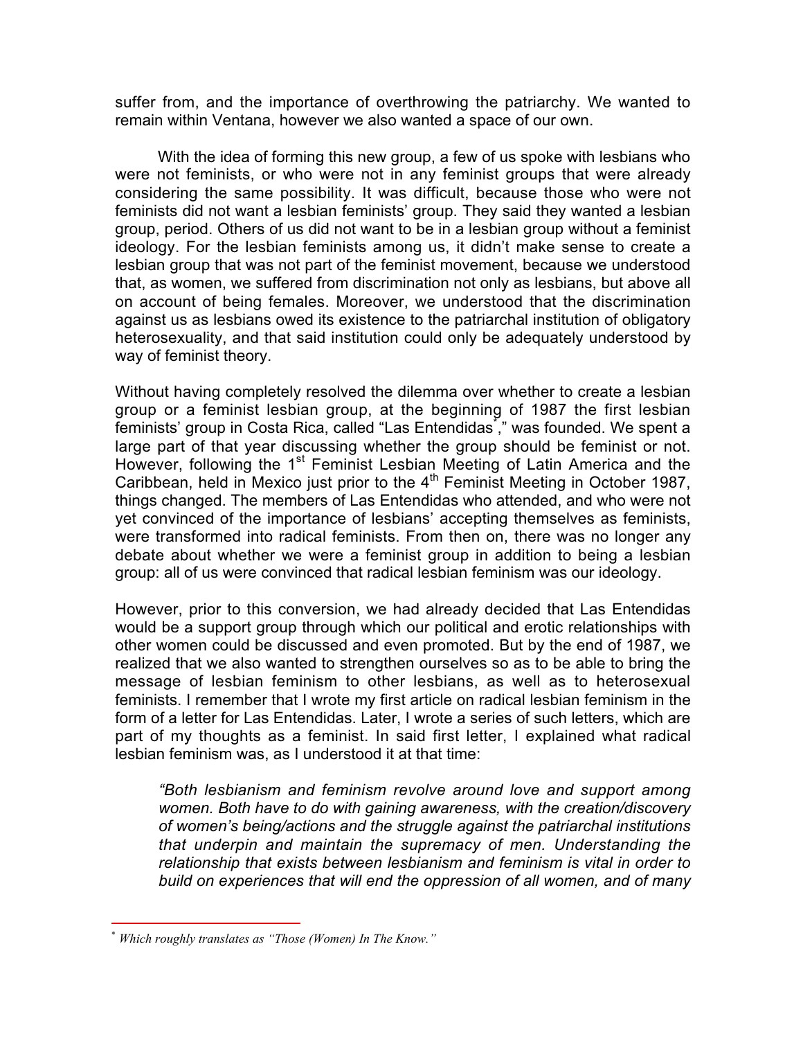suffer from, and the importance of overthrowing the patriarchy. We wanted to remain within Ventana, however we also wanted a space of our own.

With the idea of forming this new group, a few of us spoke with lesbians who were not feminists, or who were not in any feminist groups that were already considering the same possibility. It was difficult, because those who were not feminists did not want a lesbian feminists' group. They said they wanted a lesbian group, period. Others of us did not want to be in a lesbian group without a feminist ideology. For the lesbian feminists among us, it didn't make sense to create a lesbian group that was not part of the feminist movement, because we understood that, as women, we suffered from discrimination not only as lesbians, but above all on account of being females. Moreover, we understood that the discrimination against us as lesbians owed its existence to the patriarchal institution of obligatory heterosexuality, and that said institution could only be adequately understood by way of feminist theory.

Without having completely resolved the dilemma over whether to create a lesbian group or a feminist lesbian group, at the beginning of 1987 the first lesbian feminists' group in Costa Rica, called "Las Entendidas*," was founded. We spent a large part of that year discussing whether the group should be feminist or not. However, following the 1st Feminist Lesbian Meeting of Latin America and the Caribbean, held in Mexico just prior to the 4th Feminist Meeting in October 1987, things changed. The members of Las Entendidas who attended, and who were not yet convinced of the importance of lesbians' accepting themselves as feminists, were transformed into radical feminists. From then on, there was no longer any debate about whether we were a feminist group in addition to being a lesbian group: all of us were convinced that radical lesbian feminism was our ideology.

However, prior to this conversion, we had already decided that Las Entendidas would be a support group through which our political and erotic relationships with other women could be discussed and even promoted. But by the end of 1987, we realized that we also wanted to strengthen ourselves so as to be able to bring the message of lesbian feminism to other lesbians, as well as to heterosexual feminists. I remember that I wrote my first article on radical lesbian feminism in the form of a letter for Las Entendidas. Later, I wrote a series of such letters, which are part of my thoughts as a feminist. In said first letter, I explained what radical lesbian feminism was, as I understood it at that time:

> *"Both lesbianism and feminism revolve around love and support among women. Both have to do with gaining awareness, with the creation/discovery of women's being/actions and the struggle against the patriarchal institutions that underpin and maintain the supremacy of men. Understanding the relationship that exists between lesbianism and feminism is vital in order to build on experiences that will end the oppression of all women, and of many*

---

\* *Which roughly translates as "Those (Women) In The Know."*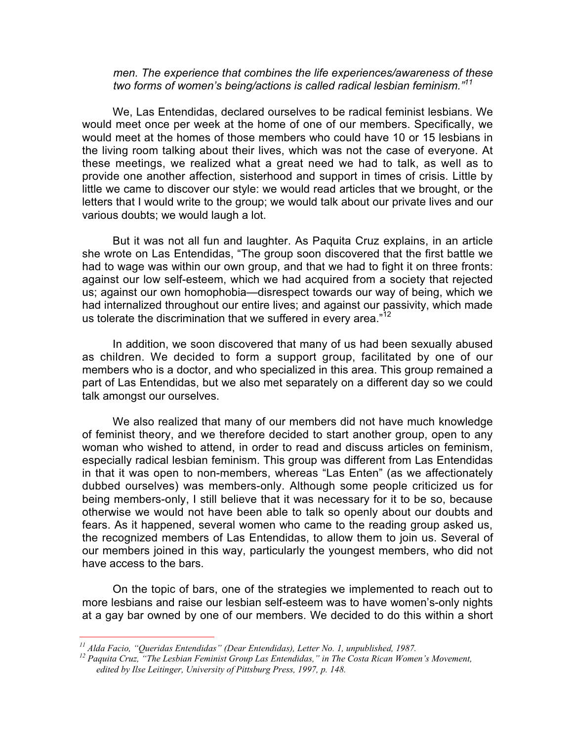*men. The experience that combines the life experiences/awareness of these two forms of women's being/actions is called radical lesbian feminism."*[11]

We, Las Entendidas, declared ourselves to be radical feminist lesbians. We would meet once per week at the home of one of our members. Specifically, we would meet at the homes of those members who could have 10 or 15 lesbians in the living room talking about their lives, which was not the case of everyone. At these meetings, we realized what a great need we had to talk, as well as to provide one another affection, sisterhood and support in times of crisis. Little by little we came to discover our style: we would read articles that we brought, or the letters that I would write to the group; we would talk about our private lives and our various doubts; we would laugh a lot.

But it was not all fun and laughter. As Paquita Cruz explains, in an article she wrote on Las Entendidas, "The group soon discovered that the first battle we had to wage was within our own group, and that we had to fight it on three fronts: against our low self-esteem, which we had acquired from a society that rejected us; against our own homophobia—disrespect towards our way of being, which we had internalized throughout our entire lives; and against our passivity, which made us tolerate the discrimination that we suffered in every area."[12]

In addition, we soon discovered that many of us had been sexually abused as children. We decided to form a support group, facilitated by one of our members who is a doctor, and who specialized in this area. This group remained a part of Las Entendidas, but we also met separately on a different day so we could talk amongst our ourselves.

We also realized that many of our members did not have much knowledge of feminist theory, and we therefore decided to start another group, open to any woman who wished to attend, in order to read and discuss articles on feminism, especially radical lesbian feminism. This group was different from Las Entendidas in that it was open to non-members, whereas "Las Enten" (as we affectionately dubbed ourselves) was members-only. Although some people criticized us for being members-only, I still believe that it was necessary for it to be so, because otherwise we would not have been able to talk so openly about our doubts and fears. As it happened, several women who came to the reading group asked us, the recognized members of Las Entendidas, to allow them to join us. Several of our members joined in this way, particularly the youngest members, who did not have access to the bars.

On the topic of bars, one of the strategies we implemented to reach out to more lesbians and raise our lesbian self-esteem was to have women's-only nights at a gay bar owned by one of our members. We decided to do this within a short

---

[11] *Alda Facio, "Queridas Entendidas" (Dear Entendidas), Letter No. 1, unpublished, 1987.*

[12] *Paquita Cruz, "The Lesbian Feminist Group Las Entendidas," in The Costa Rican Women's Movement, edited by Ilse Leitinger, University of Pittsburg Press, 1997, p. 148.*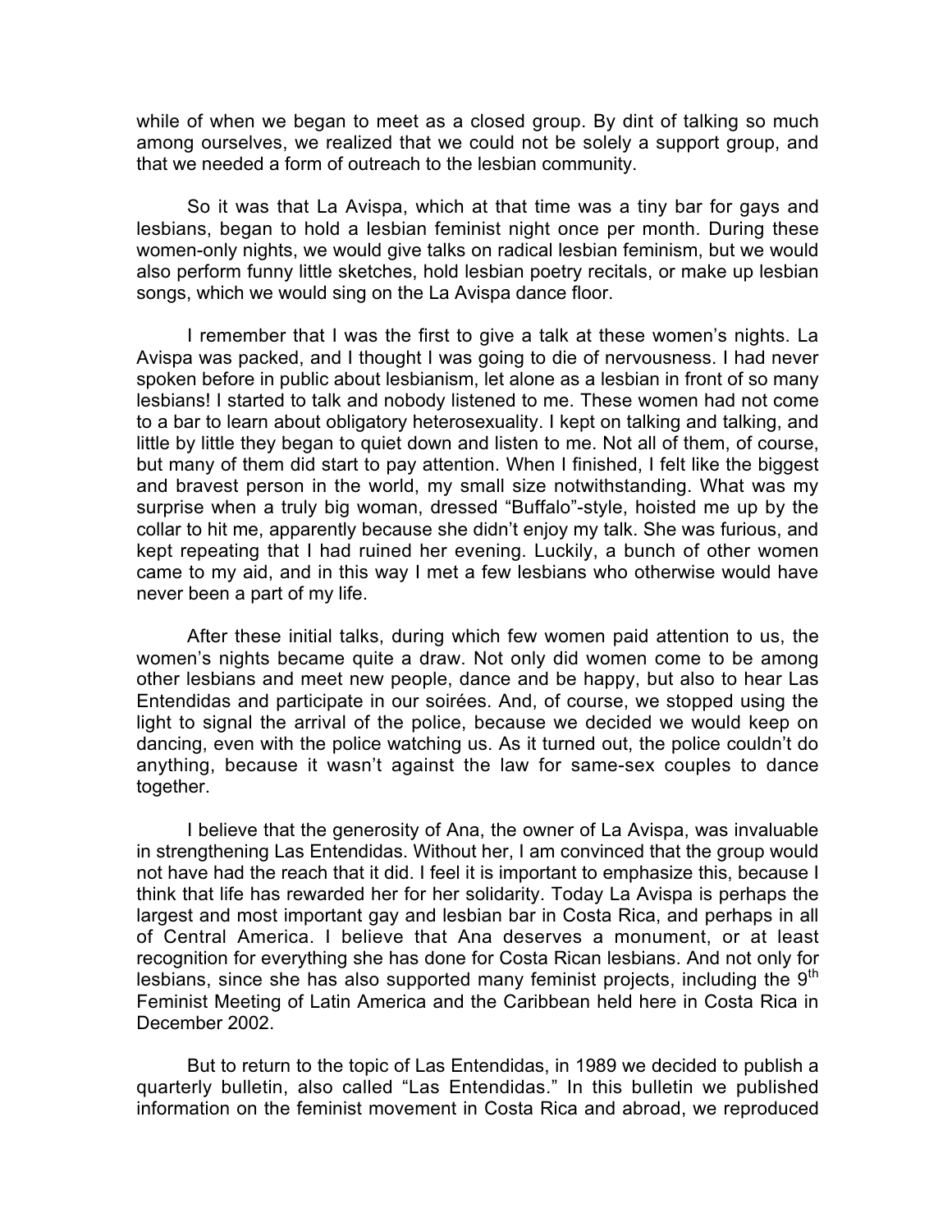while of when we began to meet as a closed group. By dint of talking so much among ourselves, we realized that we could not be solely a support group, and that we needed a form of outreach to the lesbian community.

So it was that La Avispa, which at that time was a tiny bar for gays and lesbians, began to hold a lesbian feminist night once per month. During these women-only nights, we would give talks on radical lesbian feminism, but we would also perform funny little sketches, hold lesbian poetry recitals, or make up lesbian songs, which we would sing on the La Avispa dance floor.

I remember that I was the first to give a talk at these women's nights. La Avispa was packed, and I thought I was going to die of nervousness. I had never spoken before in public about lesbianism, let alone as a lesbian in front of so many lesbians! I started to talk and nobody listened to me. These women had not come to a bar to learn about obligatory heterosexuality. I kept on talking and talking, and little by little they began to quiet down and listen to me. Not all of them, of course, but many of them did start to pay attention. When I finished, I felt like the biggest and bravest person in the world, my small size notwithstanding. What was my surprise when a truly big woman, dressed "Buffalo"-style, hoisted me up by the collar to hit me, apparently because she didn't enjoy my talk. She was furious, and kept repeating that I had ruined her evening. Luckily, a bunch of other women came to my aid, and in this way I met a few lesbians who otherwise would have never been a part of my life.

After these initial talks, during which few women paid attention to us, the women's nights became quite a draw. Not only did women come to be among other lesbians and meet new people, dance and be happy, but also to hear Las Entendidas and participate in our soirées. And, of course, we stopped using the light to signal the arrival of the police, because we decided we would keep on dancing, even with the police watching us. As it turned out, the police couldn't do anything, because it wasn't against the law for same-sex couples to dance together.

I believe that the generosity of Ana, the owner of La Avispa, was invaluable in strengthening Las Entendidas. Without her, I am convinced that the group would not have had the reach that it did. I feel it is important to emphasize this, because I think that life has rewarded her for her solidarity. Today La Avispa is perhaps the largest and most important gay and lesbian bar in Costa Rica, and perhaps in all of Central America. I believe that Ana deserves a monument, or at least recognition for everything she has done for Costa Rican lesbians. And not only for lesbians, since she has also supported many feminist projects, including the 9th Feminist Meeting of Latin America and the Caribbean held here in Costa Rica in December 2002.

But to return to the topic of Las Entendidas, in 1989 we decided to publish a quarterly bulletin, also called "Las Entendidas." In this bulletin we published information on the feminist movement in Costa Rica and abroad, we reproduced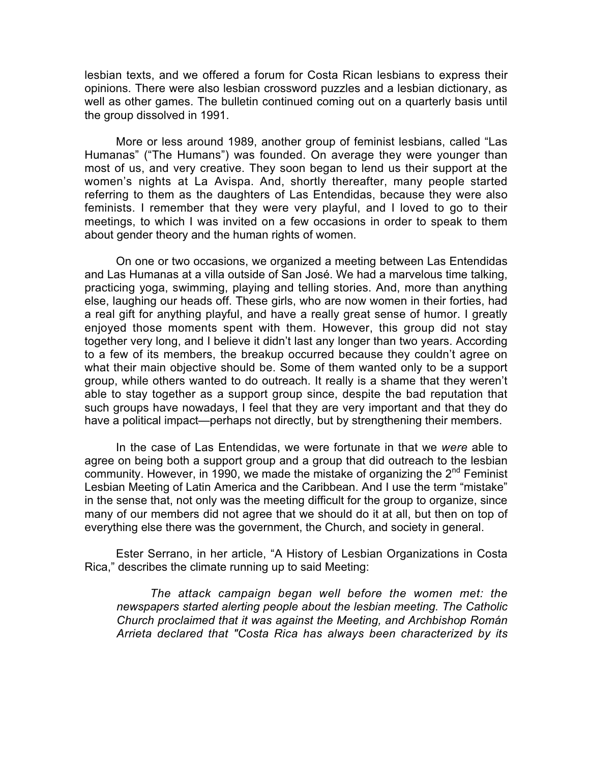lesbian texts, and we offered a forum for Costa Rican lesbians to express their opinions. There were also lesbian crossword puzzles and a lesbian dictionary, as well as other games. The bulletin continued coming out on a quarterly basis until the group dissolved in 1991.

More or less around 1989, another group of feminist lesbians, called "Las Humanas" ("The Humans") was founded. On average they were younger than most of us, and very creative. They soon began to lend us their support at the women's nights at La Avispa. And, shortly thereafter, many people started referring to them as the daughters of Las Entendidas, because they were also feminists. I remember that they were very playful, and I loved to go to their meetings, to which I was invited on a few occasions in order to speak to them about gender theory and the human rights of women.

On one or two occasions, we organized a meeting between Las Entendidas and Las Humanas at a villa outside of San José. We had a marvelous time talking, practicing yoga, swimming, playing and telling stories. And, more than anything else, laughing our heads off. These girls, who are now women in their forties, had a real gift for anything playful, and have a really great sense of humor. I greatly enjoyed those moments spent with them. However, this group did not stay together very long, and I believe it didn't last any longer than two years. According to a few of its members, the breakup occurred because they couldn't agree on what their main objective should be. Some of them wanted only to be a support group, while others wanted to do outreach. It really is a shame that they weren't able to stay together as a support group since, despite the bad reputation that such groups have nowadays, I feel that they are very important and that they do have a political impact—perhaps not directly, but by strengthening their members.

In the case of Las Entendidas, we were fortunate in that we *were* able to agree on being both a support group and a group that did outreach to the lesbian community. However, in 1990, we made the mistake of organizing the 2nd Feminist Lesbian Meeting of Latin America and the Caribbean. And I use the term "mistake" in the sense that, not only was the meeting difficult for the group to organize, since many of our members did not agree that we should do it at all, but then on top of everything else there was the government, the Church, and society in general.

Ester Serrano, in her article, "A History of Lesbian Organizations in Costa Rica," describes the climate running up to said Meeting:

> *The attack campaign began well before the women met: the newspapers started alerting people about the lesbian meeting. The Catholic Church proclaimed that it was against the Meeting, and Archbishop Román Arrieta declared that "Costa Rica has always been characterized by its*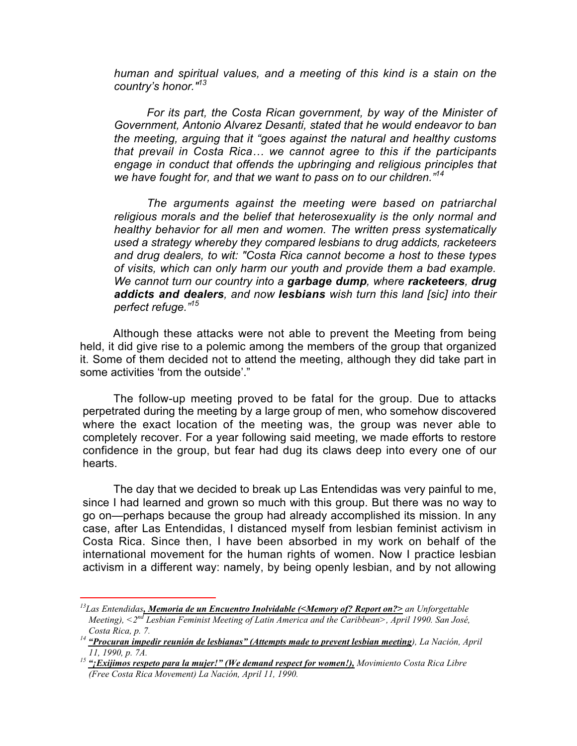*human and spiritual values, and a meeting of this kind is a stain on the country's honor."*[13]

*For its part, the Costa Rican government, by way of the Minister of Government, Antonio Alvarez Desanti, stated that he would endeavor to ban the meeting, arguing that it "goes against the natural and healthy customs that prevail in Costa Rica… we cannot agree to this if the participants engage in conduct that offends the upbringing and religious principles that we have fought for, and that we want to pass on to our children."*[14]

*The arguments against the meeting were based on patriarchal religious morals and the belief that heterosexuality is the only normal and healthy behavior for all men and women. The written press systematically used a strategy whereby they compared lesbians to drug addicts, racketeers and drug dealers, to wit: "Costa Rica cannot become a host to these types of visits, which can only harm our youth and provide them a bad example. We cannot turn our country into a **garbage dump**, where **racketeers**, **drug addicts and dealers**, and now **lesbians** wish turn this land [sic] into their perfect refuge."*[15]

Although these attacks were not able to prevent the Meeting from being held, it did give rise to a polemic among the members of the group that organized it. Some of them decided not to attend the meeting, although they did take part in some activities 'from the outside'."

The follow-up meeting proved to be fatal for the group. Due to attacks perpetrated during the meeting by a large group of men, who somehow discovered where the exact location of the meeting was, the group was never able to completely recover. For a year following said meeting, we made efforts to restore confidence in the group, but fear had dug its claws deep into every one of our hearts.

The day that we decided to break up Las Entendidas was very painful to me, since I had learned and grown so much with this group. But there was no way to go on—perhaps because the group had already accomplished its mission. In any case, after Las Entendidas, I distanced myself from lesbian feminist activism in Costa Rica. Since then, I have been absorbed in my work on behalf of the international movement for the human rights of women. Now I practice lesbian activism in a different way: namely, by being openly lesbian, and by not allowing

---

[13] *Las Entendidas, **Memoria de un Encuentro Inolvidable (<Memory of? Report on?>** an Unforgettable Meeting), <2nd Lesbian Feminist Meeting of Latin America and the Caribbean>, April 1990. San José, Costa Rica, p. 7.*

[14] ***"Procuran impedir reunión de lesbianas" (Attempts made to prevent lesbian meeting)**, La Nación, April 11, 1990, p. 7A.*

[15] ***"¡Exijimos respeto para la mujer!" (We demand respect for women!),** Movimiento Costa Rica Libre (Free Costa Rica Movement) La Nación, April 11, 1990.*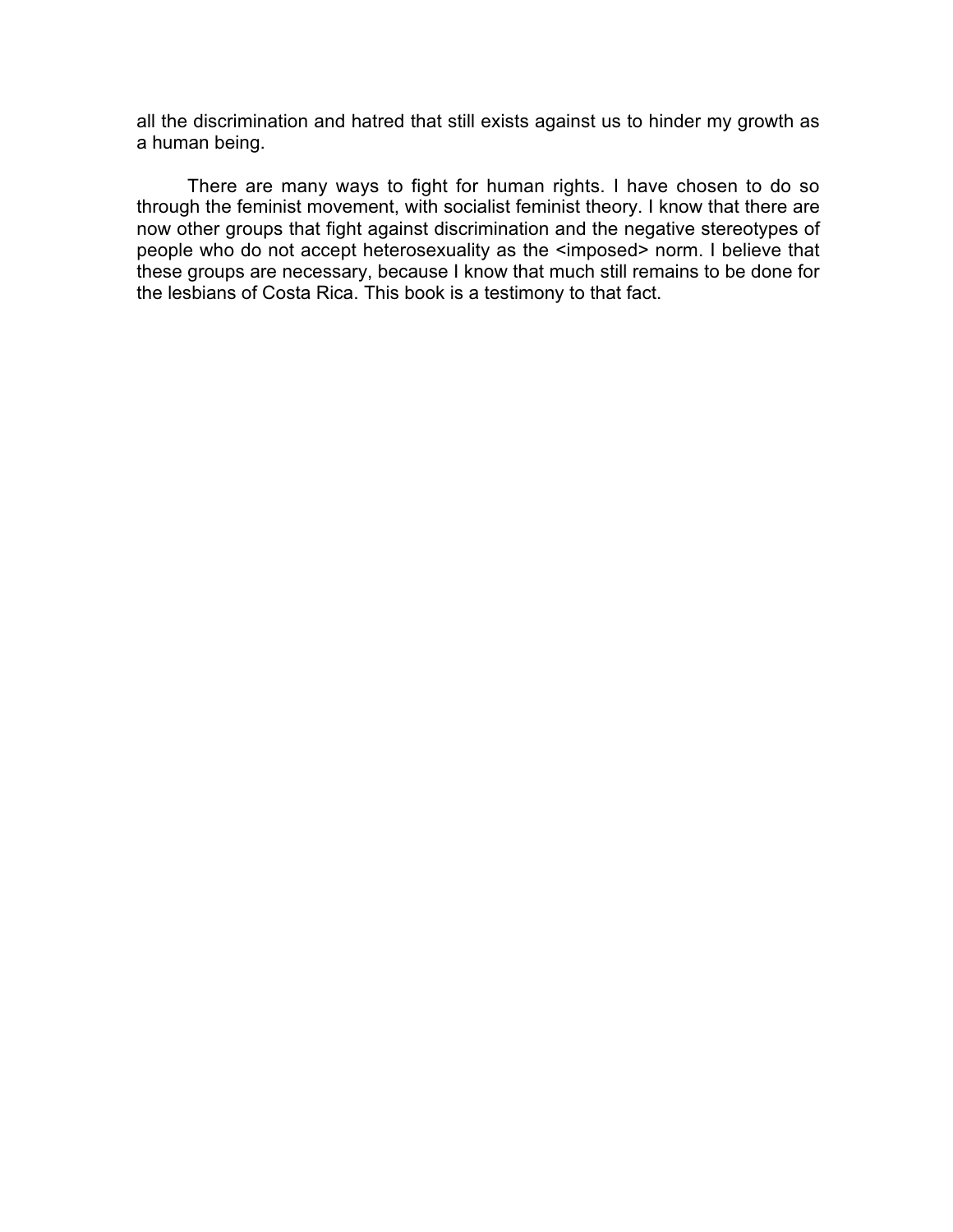all the discrimination and hatred that still exists against us to hinder my growth as a human being.

There are many ways to fight for human rights. I have chosen to do so through the feminist movement, with socialist feminist theory. I know that there are now other groups that fight against discrimination and the negative stereotypes of people who do not accept heterosexuality as the <imposed> norm. I believe that these groups are necessary, because I know that much still remains to be done for the lesbians of Costa Rica. This book is a testimony to that fact.